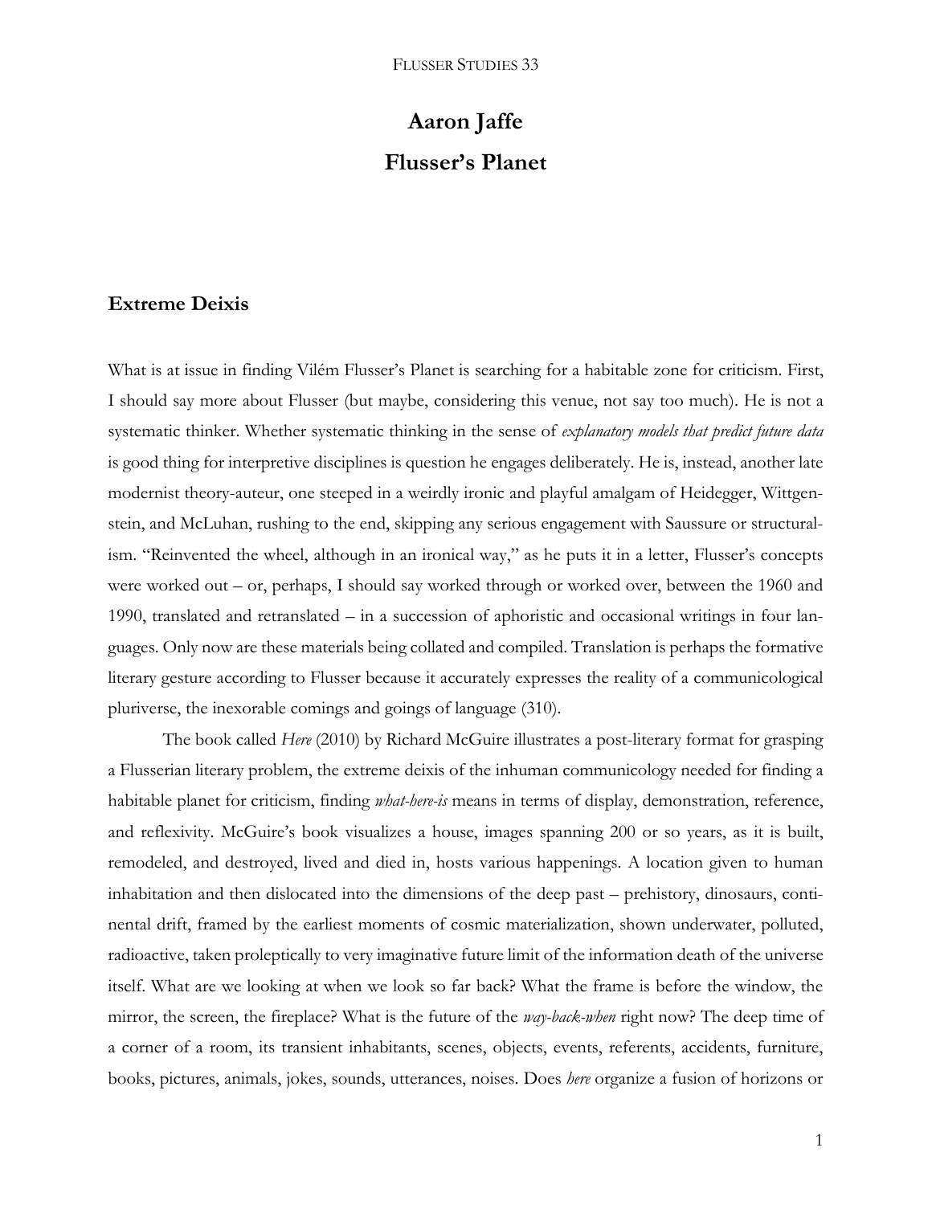# Aaron Jaffe

# Flusser's Planet

## Extreme Deixis

What is at issue in finding Vilém Flusser's Planet is searching for a habitable zone for criticism. First, I should say more about Flusser (but maybe, considering this venue, not say too much). He is not a systematic thinker. Whether systematic thinking in the sense of *explanatory models that predict future data* is good thing for interpretive disciplines is question he engages deliberately. He is, instead, another late modernist theory-auteur, one steeped in a weirdly ironic and playful amalgam of Heidegger, Wittgenstein, and McLuhan, rushing to the end, skipping any serious engagement with Saussure or structuralism. "Reinvented the wheel, although in an ironical way," as he puts it in a letter, Flusser's concepts were worked out – or, perhaps, I should say worked through or worked over, between the 1960 and 1990, translated and retranslated – in a succession of aphoristic and occasional writings in four languages. Only now are these materials being collated and compiled. Translation is perhaps the formative literary gesture according to Flusser because it accurately expresses the reality of a communicological pluriverse, the inexorable comings and goings of language (310).

The book called *Here* (2010) by Richard McGuire illustrates a post-literary format for grasping a Flusserian literary problem, the extreme deixis of the inhuman communicology needed for finding a habitable planet for criticism, finding *what-here-is* means in terms of display, demonstration, reference, and reflexivity. McGuire's book visualizes a house, images spanning 200 or so years, as it is built, remodeled, and destroyed, lived and died in, hosts various happenings. A location given to human inhabitation and then dislocated into the dimensions of the deep past – prehistory, dinosaurs, continental drift, framed by the earliest moments of cosmic materialization, shown underwater, polluted, radioactive, taken proleptically to very imaginative future limit of the information death of the universe itself. What are we looking at when we look so far back? What the frame is before the window, the mirror, the screen, the fireplace? What is the future of the *way-back-when* right now? The deep time of a corner of a room, its transient inhabitants, scenes, objects, events, referents, accidents, furniture, books, pictures, animals, jokes, sounds, utterances, noises. Does *here* organize a fusion of horizons or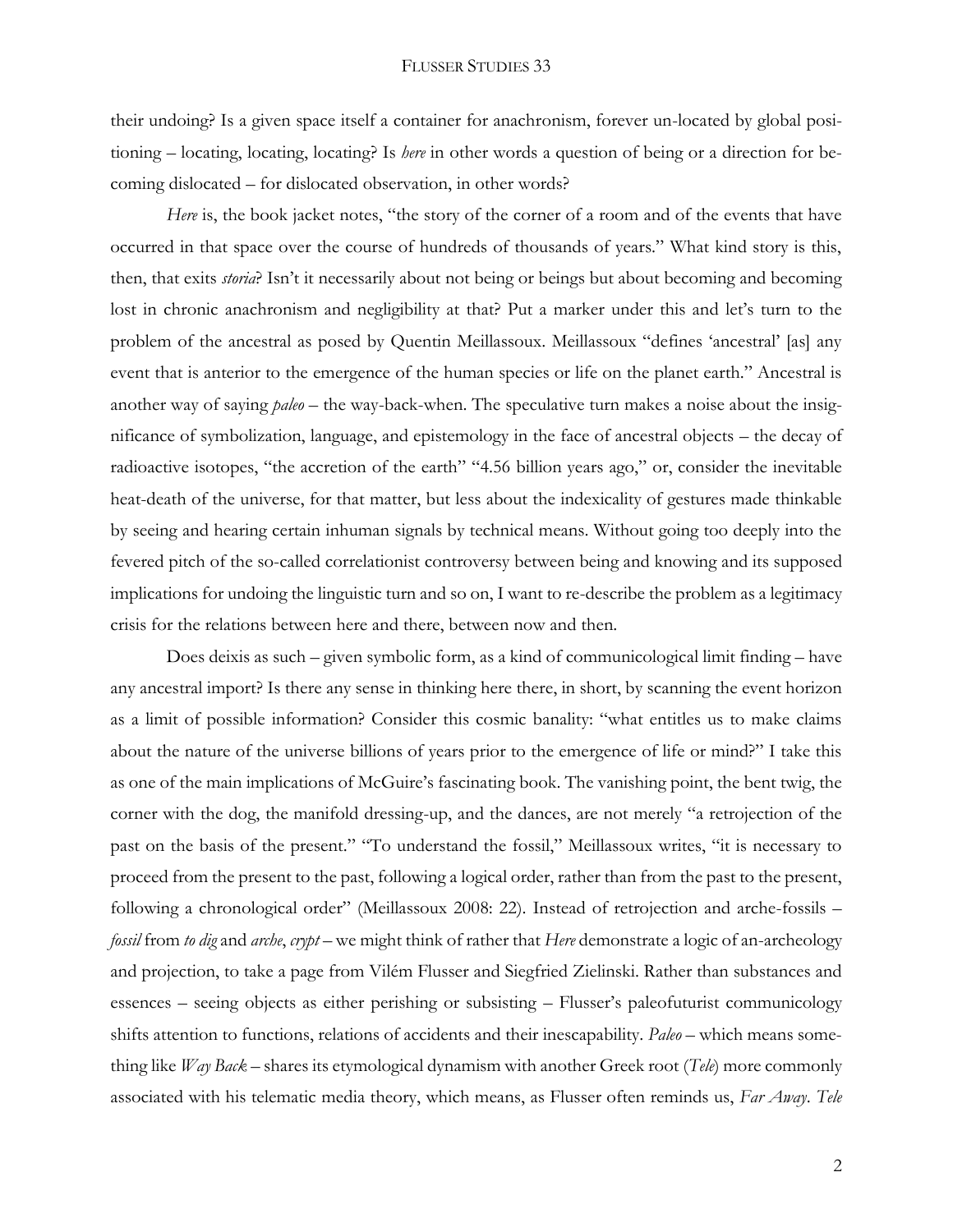their undoing? Is a given space itself a container for anachronism, forever un-located by global positioning – locating, locating, locating? Is *here* in other words a question of being or a direction for becoming dislocated – for dislocated observation, in other words?

*Here* is, the book jacket notes, "the story of the corner of a room and of the events that have occurred in that space over the course of hundreds of thousands of years." What kind story is this, then, that exits *storia*? Isn't it necessarily about not being or beings but about becoming and becoming lost in chronic anachronism and negligibility at that? Put a marker under this and let's turn to the problem of the ancestral as posed by Quentin Meillassoux. Meillassoux "defines 'ancestral' [as] any event that is anterior to the emergence of the human species or life on the planet earth." Ancestral is another way of saying *paleo* – the way-back-when. The speculative turn makes a noise about the insignificance of symbolization, language, and epistemology in the face of ancestral objects – the decay of radioactive isotopes, "the accretion of the earth" "4.56 billion years ago," or, consider the inevitable heat-death of the universe, for that matter, but less about the indexicality of gestures made thinkable by seeing and hearing certain inhuman signals by technical means. Without going too deeply into the fevered pitch of the so-called correlationist controversy between being and knowing and its supposed implications for undoing the linguistic turn and so on, I want to re-describe the problem as a legitimacy crisis for the relations between here and there, between now and then.

Does deixis as such – given symbolic form, as a kind of communicological limit finding – have any ancestral import? Is there any sense in thinking here there, in short, by scanning the event horizon as a limit of possible information? Consider this cosmic banality: "what entitles us to make claims about the nature of the universe billions of years prior to the emergence of life or mind?" I take this as one of the main implications of McGuire's fascinating book. The vanishing point, the bent twig, the corner with the dog, the manifold dressing-up, and the dances, are not merely "a retrojection of the past on the basis of the present." "To understand the fossil," Meillassoux writes, "it is necessary to proceed from the present to the past, following a logical order, rather than from the past to the present, following a chronological order" (Meillassoux 2008: 22). Instead of retrojection and arche-fossils – *fossil* from *to dig* and *arche*, *crypt* – we might think of rather that *Here* demonstrate a logic of an-archeology and projection, to take a page from Vilém Flusser and Siegfried Zielinski. Rather than substances and essences – seeing objects as either perishing or subsisting – Flusser's paleofuturist communicology shifts attention to functions, relations of accidents and their inescapability. *Paleo* – which means something like *Way Back* – shares its etymological dynamism with another Greek root (*Tele*) more commonly associated with his telematic media theory, which means, as Flusser often reminds us, *Far Away*. *Tele*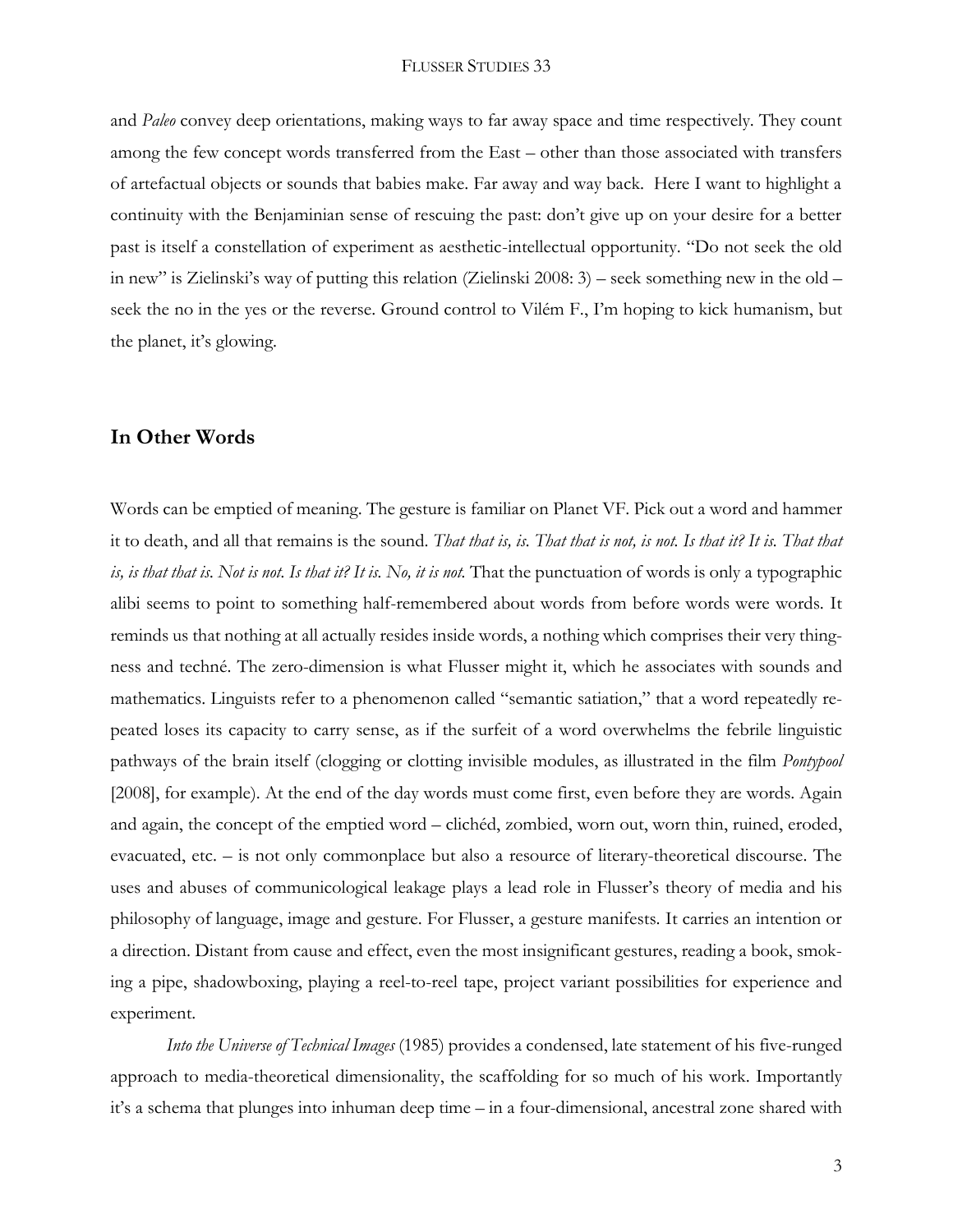and *Paleo* convey deep orientations, making ways to far away space and time respectively. They count among the few concept words transferred from the East – other than those associated with transfers of artefactual objects or sounds that babies make. Far away and way back. Here I want to highlight a continuity with the Benjaminian sense of rescuing the past: don't give up on your desire for a better past is itself a constellation of experiment as aesthetic-intellectual opportunity. "Do not seek the old in new" is Zielinski's way of putting this relation (Zielinski 2008: 3) – seek something new in the old – seek the no in the yes or the reverse. Ground control to Vilém F., I'm hoping to kick humanism, but the planet, it's glowing.

## In Other Words

Words can be emptied of meaning. The gesture is familiar on Planet VF. Pick out a word and hammer it to death, and all that remains is the sound. *That that is, is. That that is not, is not. Is that it? It is. That that is, is that that is. Not is not. Is that it? It is. No, it is not.* That the punctuation of words is only a typographic alibi seems to point to something half-remembered about words from before words were words. It reminds us that nothing at all actually resides inside words, a nothing which comprises their very thing-ness and techné. The zero-dimension is what Flusser might it, which he associates with sounds and mathematics. Linguists refer to a phenomenon called "semantic satiation," that a word repeatedly re-peated loses its capacity to carry sense, as if the surfeit of a word overwhelms the febrile linguistic pathways of the brain itself (clogging or clotting invisible modules, as illustrated in the film *Pontypool* [2008], for example). At the end of the day words must come first, even before they are words. Again and again, the concept of the emptied word – clichéd, zombied, worn out, worn thin, ruined, eroded, evacuated, etc. – is not only commonplace but also a resource of literary-theoretical discourse. The uses and abuses of communicological leakage plays a lead role in Flusser's theory of media and his philosophy of language, image and gesture. For Flusser, a gesture manifests. It carries an intention or a direction. Distant from cause and effect, even the most insignificant gestures, reading a book, smok-ing a pipe, shadowboxing, playing a reel-to-reel tape, project variant possibilities for experience and experiment.

*Into the Universe of Technical Images* (1985) provides a condensed, late statement of his five-runged approach to media-theoretical dimensionality, the scaffolding for so much of his work. Importantly it's a schema that plunges into inhuman deep time – in a four-dimensional, ancestral zone shared with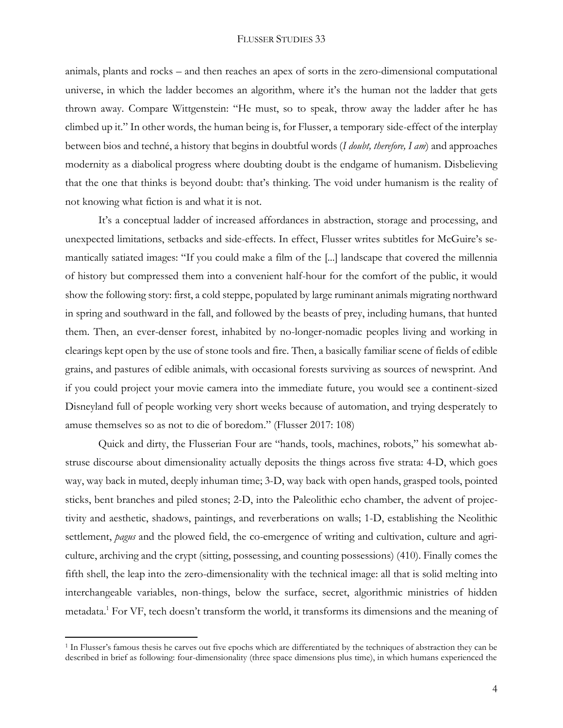animals, plants and rocks – and then reaches an apex of sorts in the zero-dimensional computational universe, in which the ladder becomes an algorithm, where it's the human not the ladder that gets thrown away. Compare Wittgenstein: "He must, so to speak, throw away the ladder after he has climbed up it." In other words, the human being is, for Flusser, a temporary side-effect of the interplay between bios and techné, a history that begins in doubtful words (*I doubt, therefore, I am*) and approaches modernity as a diabolical progress where doubting doubt is the endgame of humanism. Disbelieving that the one that thinks is beyond doubt: that's thinking. The void under humanism is the reality of not knowing what fiction is and what it is not.

It's a conceptual ladder of increased affordances in abstraction, storage and processing, and unexpected limitations, setbacks and side-effects. In effect, Flusser writes subtitles for McGuire's semantically satiated images: "If you could make a film of the [...] landscape that covered the millennia of history but compressed them into a convenient half-hour for the comfort of the public, it would show the following story: first, a cold steppe, populated by large ruminant animals migrating northward in spring and southward in the fall, and followed by the beasts of prey, including humans, that hunted them. Then, an ever-denser forest, inhabited by no-longer-nomadic peoples living and working in clearings kept open by the use of stone tools and fire. Then, a basically familiar scene of fields of edible grains, and pastures of edible animals, with occasional forests surviving as sources of newsprint. And if you could project your movie camera into the immediate future, you would see a continent-sized Disneyland full of people working very short weeks because of automation, and trying desperately to amuse themselves so as not to die of boredom." (Flusser 2017: 108)

Quick and dirty, the Flusserian Four are "hands, tools, machines, robots," his somewhat abstruse discourse about dimensionality actually deposits the things across five strata: 4-D, which goes way, way back in muted, deeply inhuman time; 3-D, way back with open hands, grasped tools, pointed sticks, bent branches and piled stones; 2-D, into the Paleolithic echo chamber, the advent of projectivity and aesthetic, shadows, paintings, and reverberations on walls; 1-D, establishing the Neolithic settlement, *pagus* and the plowed field, the co-emergence of writing and cultivation, culture and agriculture, archiving and the crypt (sitting, possessing, and counting possessions) (410). Finally comes the fifth shell, the leap into the zero-dimensionality with the technical image: all that is solid melting into interchangeable variables, non-things, below the surface, secret, algorithmic ministries of hidden metadata.[1] For VF, tech doesn't transform the world, it transforms its dimensions and the meaning of

[1] In Flusser's famous thesis he carves out five epochs which are differentiated by the techniques of abstraction they can be described in brief as following: four-dimensionality (three space dimensions plus time), in which humans experienced the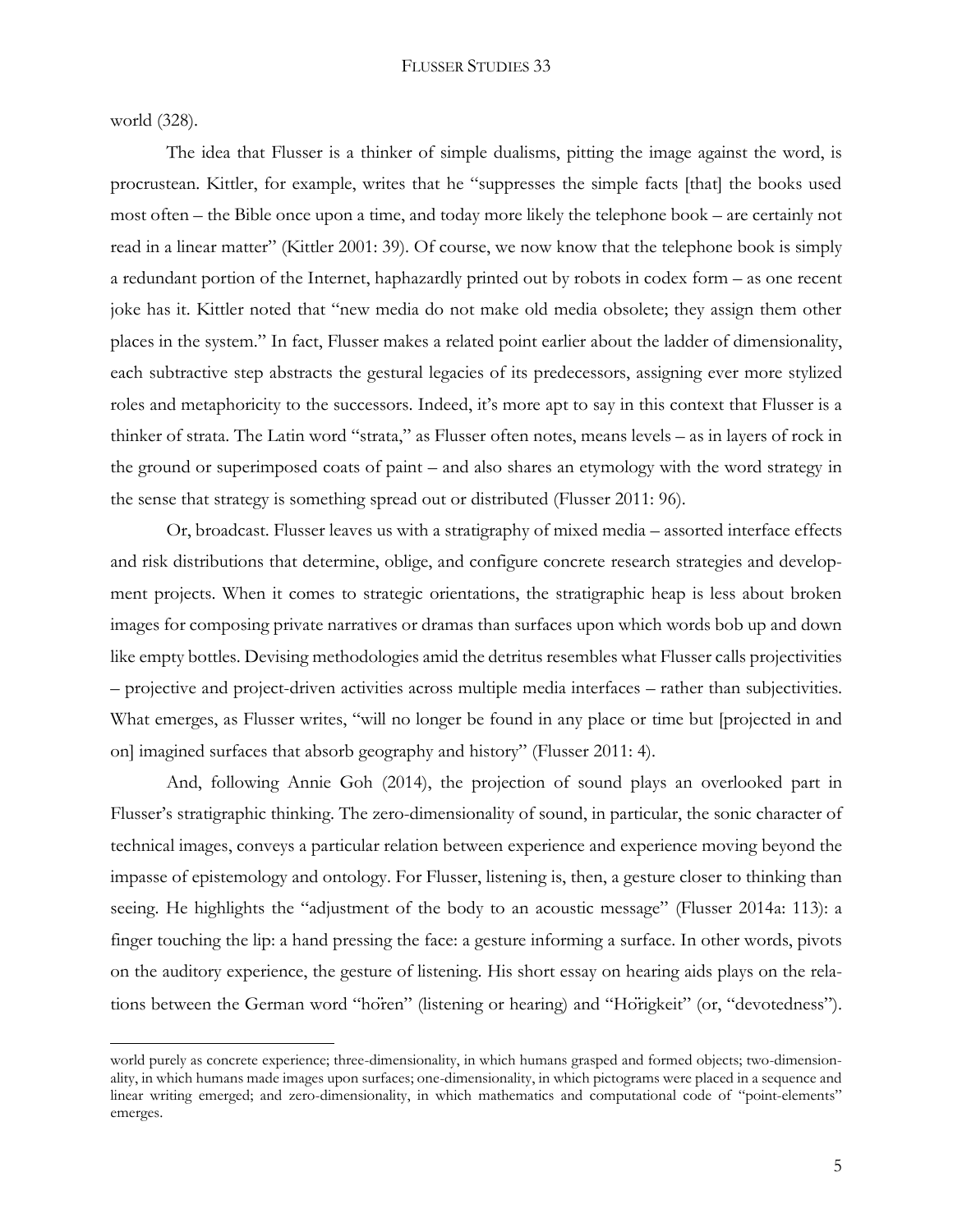world (328).

The idea that Flusser is a thinker of simple dualisms, pitting the image against the word, is procrustean. Kittler, for example, writes that he "suppresses the simple facts [that] the books used most often – the Bible once upon a time, and today more likely the telephone book – are certainly not read in a linear matter" (Kittler 2001: 39). Of course, we now know that the telephone book is simply a redundant portion of the Internet, haphazardly printed out by robots in codex form – as one recent joke has it. Kittler noted that "new media do not make old media obsolete; they assign them other places in the system." In fact, Flusser makes a related point earlier about the ladder of dimensionality, each subtractive step abstracts the gestural legacies of its predecessors, assigning ever more stylized roles and metaphoricity to the successors. Indeed, it's more apt to say in this context that Flusser is a thinker of strata. The Latin word "strata," as Flusser often notes, means levels – as in layers of rock in the ground or superimposed coats of paint – and also shares an etymology with the word strategy in the sense that strategy is something spread out or distributed (Flusser 2011: 96).

Or, broadcast. Flusser leaves us with a stratigraphy of mixed media – assorted interface effects and risk distributions that determine, oblige, and configure concrete research strategies and development projects. When it comes to strategic orientations, the stratigraphic heap is less about broken images for composing private narratives or dramas than surfaces upon which words bob up and down like empty bottles. Devising methodologies amid the detritus resembles what Flusser calls projectivities – projective and project-driven activities across multiple media interfaces – rather than subjectivities. What emerges, as Flusser writes, "will no longer be found in any place or time but [projected in and on] imagined surfaces that absorb geography and history" (Flusser 2011: 4).

And, following Annie Goh (2014), the projection of sound plays an overlooked part in Flusser's stratigraphic thinking. The zero-dimensionality of sound, in particular, the sonic character of technical images, conveys a particular relation between experience and experience moving beyond the impasse of epistemology and ontology. For Flusser, listening is, then, a gesture closer to thinking than seeing. He highlights the "adjustment of the body to an acoustic message" (Flusser 2014a: 113): a finger touching the lip: a hand pressing the face: a gesture informing a surface. In other words, pivots on the auditory experience, the gesture of listening. His short essay on hearing aids plays on the relations between the German word "hören" (listening or hearing) and "Hörigkeit" (or, "devotedness").

world purely as concrete experience; three-dimensionality, in which humans grasped and formed objects; two-dimensionality, in which humans made images upon surfaces; one-dimensionality, in which pictograms were placed in a sequence and linear writing emerged; and zero-dimensionality, in which mathematics and computational code of "point-elements" emerges.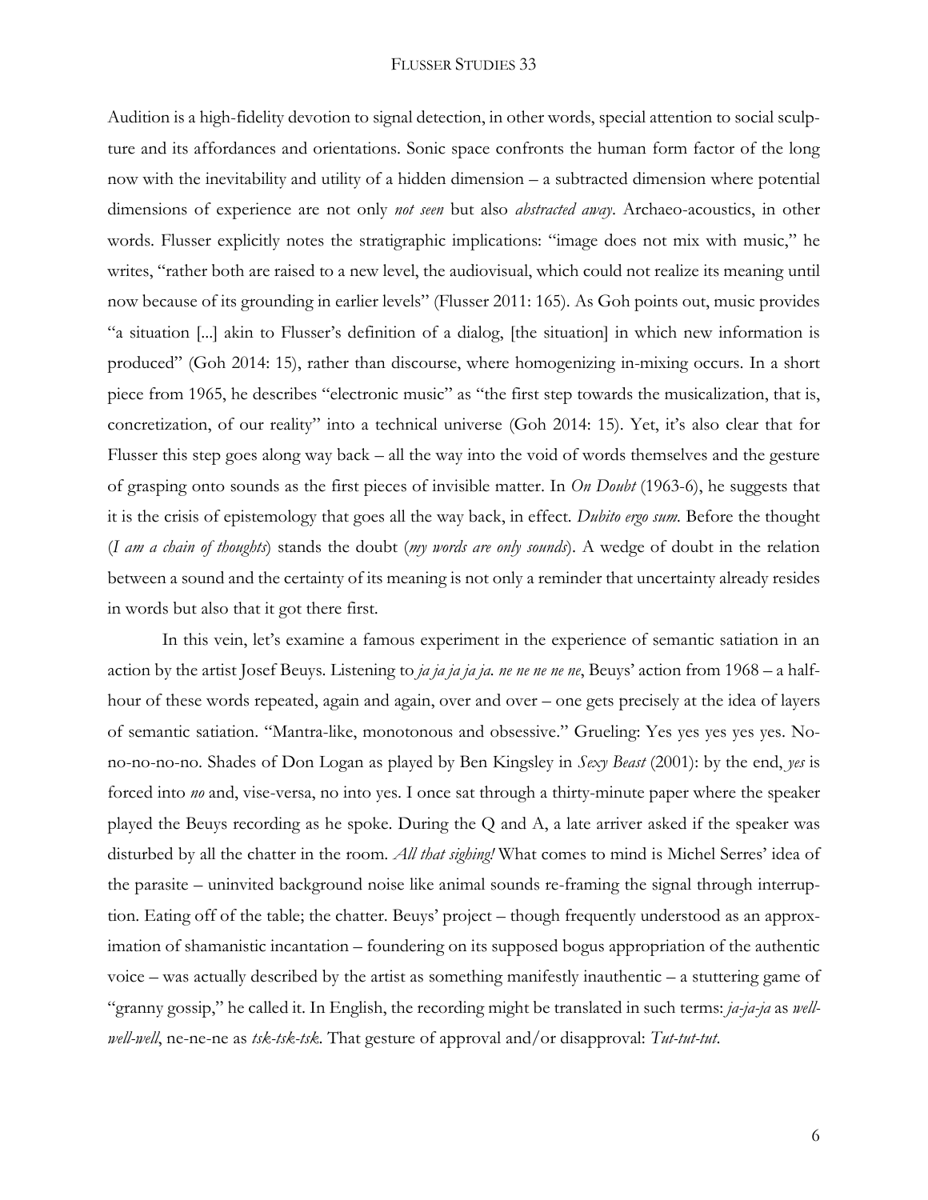Audition is a high-fidelity devotion to signal detection, in other words, special attention to social sculpture and its affordances and orientations. Sonic space confronts the human form factor of the long now with the inevitability and utility of a hidden dimension – a subtracted dimension where potential dimensions of experience are not only *not seen* but also *abstracted away*. Archaeo-acoustics, in other words. Flusser explicitly notes the stratigraphic implications: "image does not mix with music," he writes, "rather both are raised to a new level, the audiovisual, which could not realize its meaning until now because of its grounding in earlier levels" (Flusser 2011: 165). As Goh points out, music provides "a situation [...] akin to Flusser's definition of a dialog, [the situation] in which new information is produced" (Goh 2014: 15), rather than discourse, where homogenizing in-mixing occurs. In a short piece from 1965, he describes "electronic music" as "the first step towards the musicalization, that is, concretization, of our reality" into a technical universe (Goh 2014: 15). Yet, it's also clear that for Flusser this step goes along way back – all the way into the void of words themselves and the gesture of grasping onto sounds as the first pieces of invisible matter. In *On Doubt* (1963-6), he suggests that it is the crisis of epistemology that goes all the way back, in effect. *Dubito ergo sum*. Before the thought (*I am a chain of thoughts*) stands the doubt (*my words are only sounds*). A wedge of doubt in the relation between a sound and the certainty of its meaning is not only a reminder that uncertainty already resides in words but also that it got there first.

In this vein, let's examine a famous experiment in the experience of semantic satiation in an action by the artist Josef Beuys. Listening to *ja ja ja ja ja. ne ne ne ne ne*, Beuys' action from 1968 – a half-hour of these words repeated, again and again, over and over – one gets precisely at the idea of layers of semantic satiation. "Mantra-like, monotonous and obsessive." Grueling: Yes yes yes yes yes. No-no-no-no-no. Shades of Don Logan as played by Ben Kingsley in *Sexy Beast* (2001): by the end, *yes* is forced into *no* and, vise-versa, no into yes. I once sat through a thirty-minute paper where the speaker played the Beuys recording as he spoke. During the Q and A, a late arriver asked if the speaker was disturbed by all the chatter in the room. *All that sighing!* What comes to mind is Michel Serres' idea of the parasite – uninvited background noise like animal sounds re-framing the signal through interruption. Eating off of the table; the chatter. Beuys' project – though frequently understood as an approximation of shamanistic incantation – foundering on its supposed bogus appropriation of the authentic voice – was actually described by the artist as something manifestly inauthentic – a stuttering game of "granny gossip," he called it. In English, the recording might be translated in such terms: *ja-ja-ja* as *well-well-well*, ne-ne-ne as *tsk-tsk-tsk*. That gesture of approval and/or disapproval: *Tut-tut-tut*.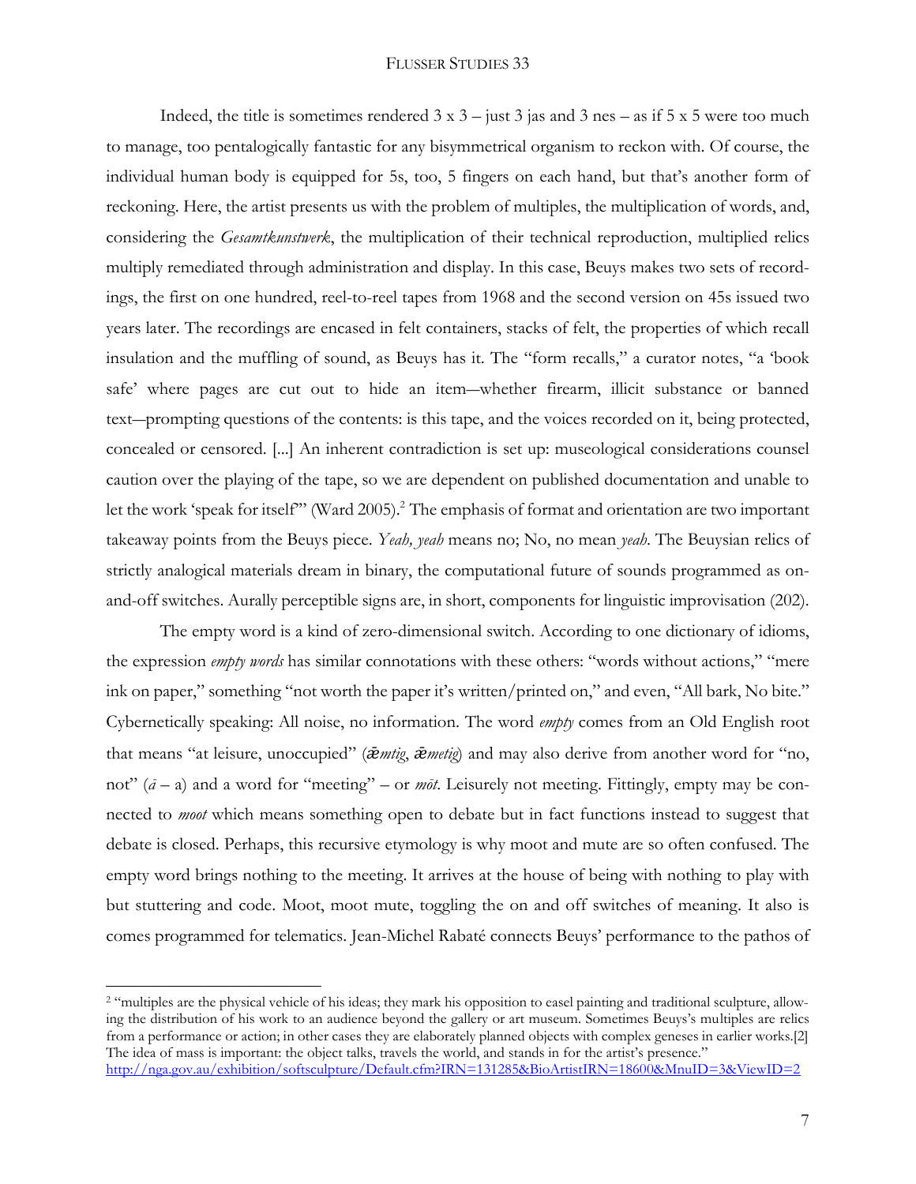Indeed, the title is sometimes rendered 3 x 3 – just 3 jas and 3 nes – as if 5 x 5 were too much to manage, too pentalogically fantastic for any bisymmetrical organism to reckon with. Of course, the individual human body is equipped for 5s, too, 5 fingers on each hand, but that's another form of reckoning. Here, the artist presents us with the problem of multiples, the multiplication of words, and, considering the *Gesamtkunstwerk*, the multiplication of their technical reproduction, multiplied relics multiply remediated through administration and display. In this case, Beuys makes two sets of recordings, the first on one hundred, reel-to-reel tapes from 1968 and the second version on 45s issued two years later. The recordings are encased in felt containers, stacks of felt, the properties of which recall insulation and the muffling of sound, as Beuys has it. The "form recalls," a curator notes, "a 'book safe' where pages are cut out to hide an item—whether firearm, illicit substance or banned text—prompting questions of the contents: is this tape, and the voices recorded on it, being protected, concealed or censored. [...] An inherent contradiction is set up: museological considerations counsel caution over the playing of the tape, so we are dependent on published documentation and unable to let the work 'speak for itself'" (Ward 2005).[2] The emphasis of format and orientation are two important takeaway points from the Beuys piece. *Yeah, yeah* means no; No, no mean *yeah*. The Beuysian relics of strictly analogical materials dream in binary, the computational future of sounds programmed as on-and-off switches. Aurally perceptible signs are, in short, components for linguistic improvisation (202).

The empty word is a kind of zero-dimensional switch. According to one dictionary of idioms, the expression *empty words* has similar connotations with these others: "words without actions," "mere ink on paper," something "not worth the paper it's written/printed on," and even, "All bark, No bite." Cybernetically speaking: All noise, no information. The word *empty* comes from an Old English root that means "at leisure, unoccupied" (*ǣmtig*, *ǣmetig*) and may also derive from another word for "no, not" (*ā* – a) and a word for "meeting" – or *mōt*. Leisurely not meeting. Fittingly, empty may be connected to *moot* which means something open to debate but in fact functions instead to suggest that debate is closed. Perhaps, this recursive etymology is why moot and mute are so often confused. The empty word brings nothing to the meeting. It arrives at the house of being with nothing to play with but stuttering and code. Moot, moot mute, toggling the on and off switches of meaning. It also is comes programmed for telematics. Jean-Michel Rabaté connects Beuys' performance to the pathos of

---

[2] "multiples are the physical vehicle of his ideas; they mark his opposition to easel painting and traditional sculpture, allowing the distribution of his work to an audience beyond the gallery or art museum. Sometimes Beuys's multiples are relics from a performance or action; in other cases they are elaborately planned objects with complex geneses in earlier works.[2] The idea of mass is important: the object talks, travels the world, and stands in for the artist's presence." http://nga.gov.au/exhibition/softsculpture/Default.cfm?IRN=131285&BioArtistIRN=18600&MnuID=3&ViewID=2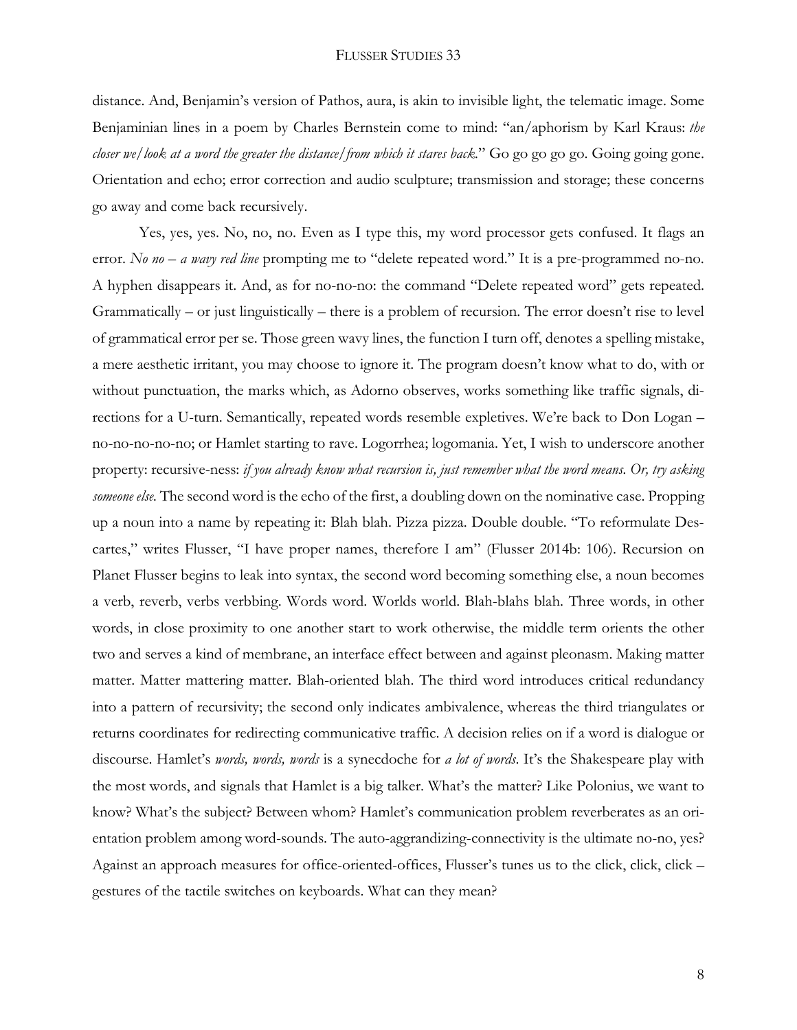distance. And, Benjamin's version of Pathos, aura, is akin to invisible light, the telematic image. Some Benjaminian lines in a poem by Charles Bernstein come to mind: "an/aphorism by Karl Kraus: *the closer we/look at a word the greater the distance/from which it stares back*." Go go go go go. Going going gone. Orientation and echo; error correction and audio sculpture; transmission and storage; these concerns go away and come back recursively.

Yes, yes, yes. No, no, no. Even as I type this, my word processor gets confused. It flags an error. *No no – a wavy red line* prompting me to "delete repeated word." It is a pre-programmed no-no. A hyphen disappears it. And, as for no-no-no: the command "Delete repeated word" gets repeated. Grammatically – or just linguistically – there is a problem of recursion. The error doesn't rise to level of grammatical error per se. Those green wavy lines, the function I turn off, denotes a spelling mistake, a mere aesthetic irritant, you may choose to ignore it. The program doesn't know what to do, with or without punctuation, the marks which, as Adorno observes, works something like traffic signals, directions for a U-turn. Semantically, repeated words resemble expletives. We're back to Don Logan – no-no-no-no-no; or Hamlet starting to rave. Logorrhea; logomania. Yet, I wish to underscore another property: recursive-ness: *if you already know what recursion is, just remember what the word means. Or, try asking someone else.* The second word is the echo of the first, a doubling down on the nominative case. Propping up a noun into a name by repeating it: Blah blah. Pizza pizza. Double double. "To reformulate Descartes," writes Flusser, "I have proper names, therefore I am" (Flusser 2014b: 106). Recursion on Planet Flusser begins to leak into syntax, the second word becoming something else, a noun becomes a verb, reverb, verbs verbbing. Words word. Worlds world. Blah-blahs blah. Three words, in other words, in close proximity to one another start to work otherwise, the middle term orients the other two and serves a kind of membrane, an interface effect between and against pleonasm. Making matter matter. Matter mattering matter. Blah-oriented blah. The third word introduces critical redundancy into a pattern of recursivity; the second only indicates ambivalence, whereas the third triangulates or returns coordinates for redirecting communicative traffic. A decision relies on if a word is dialogue or discourse. Hamlet's *words, words, words* is a synecdoche for *a lot of words*. It's the Shakespeare play with the most words, and signals that Hamlet is a big talker. What's the matter? Like Polonius, we want to know? What's the subject? Between whom? Hamlet's communication problem reverberates as an orientation problem among word-sounds. The auto-aggrandizing-connectivity is the ultimate no-no, yes? Against an approach measures for office-oriented-offices, Flusser's tunes us to the click, click, click – gestures of the tactile switches on keyboards. What can they mean?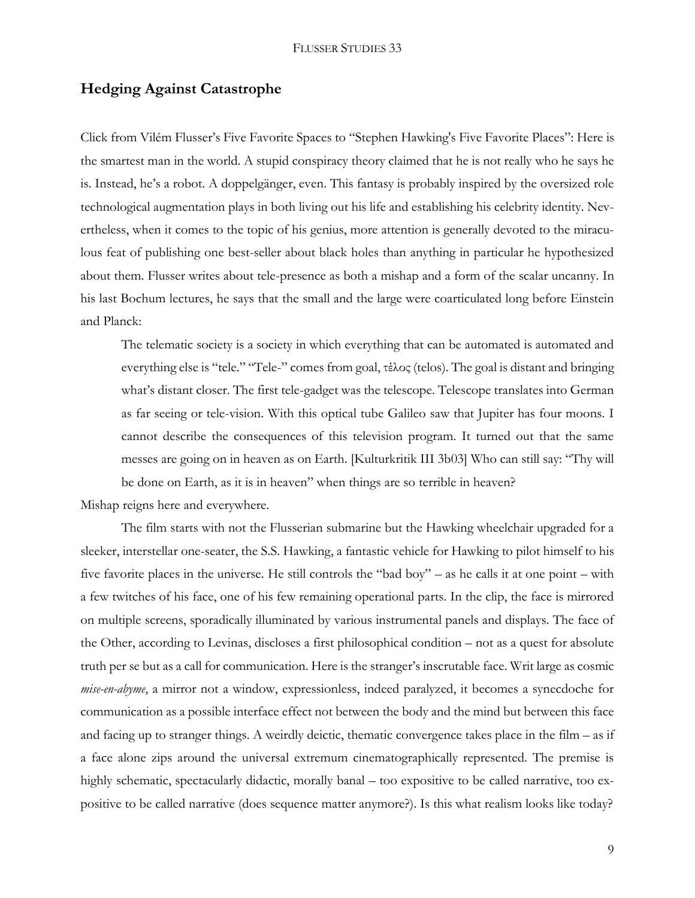## Hedging Against Catastrophe

Click from Vilém Flusser's Five Favorite Spaces to "Stephen Hawking's Five Favorite Places": Here is the smartest man in the world. A stupid conspiracy theory claimed that he is not really who he says he is. Instead, he's a robot. A doppelgänger, even. This fantasy is probably inspired by the oversized role technological augmentation plays in both living out his life and establishing his celebrity identity. Nevertheless, when it comes to the topic of his genius, more attention is generally devoted to the miraculous feat of publishing one best-seller about black holes than anything in particular he hypothesized about them. Flusser writes about tele-presence as both a mishap and a form of the scalar uncanny. In his last Bochum lectures, he says that the small and the large were coarticulated long before Einstein and Planck:

> The telematic society is a society in which everything that can be automated is automated and everything else is "tele." "Tele-" comes from goal, τέλος (telos). The goal is distant and bringing what's distant closer. The first tele-gadget was the telescope. Telescope translates into German as far seeing or tele-vision. With this optical tube Galileo saw that Jupiter has four moons. I cannot describe the consequences of this television program. It turned out that the same messes are going on in heaven as on Earth. [Kulturkritik III 3b03] Who can still say: "Thy will be done on Earth, as it is in heaven" when things are so terrible in heaven?

Mishap reigns here and everywhere.

The film starts with not the Flusserian submarine but the Hawking wheelchair upgraded for a sleeker, interstellar one-seater, the S.S. Hawking, a fantastic vehicle for Hawking to pilot himself to his five favorite places in the universe. He still controls the "bad boy" – as he calls it at one point – with a few twitches of his face, one of his few remaining operational parts. In the clip, the face is mirrored on multiple screens, sporadically illuminated by various instrumental panels and displays. The face of the Other, according to Levinas, discloses a first philosophical condition – not as a quest for absolute truth per se but as a call for communication. Here is the stranger's inscrutable face. Writ large as cosmic *mise-en-abyme*, a mirror not a window, expressionless, indeed paralyzed, it becomes a synecdoche for communication as a possible interface effect not between the body and the mind but between this face and facing up to stranger things. A weirdly deictic, thematic convergence takes place in the film – as if a face alone zips around the universal extremum cinematographically represented. The premise is highly schematic, spectacularly didactic, morally banal – too expositive to be called narrative, too expositive to be called narrative (does sequence matter anymore?). Is this what realism looks like today?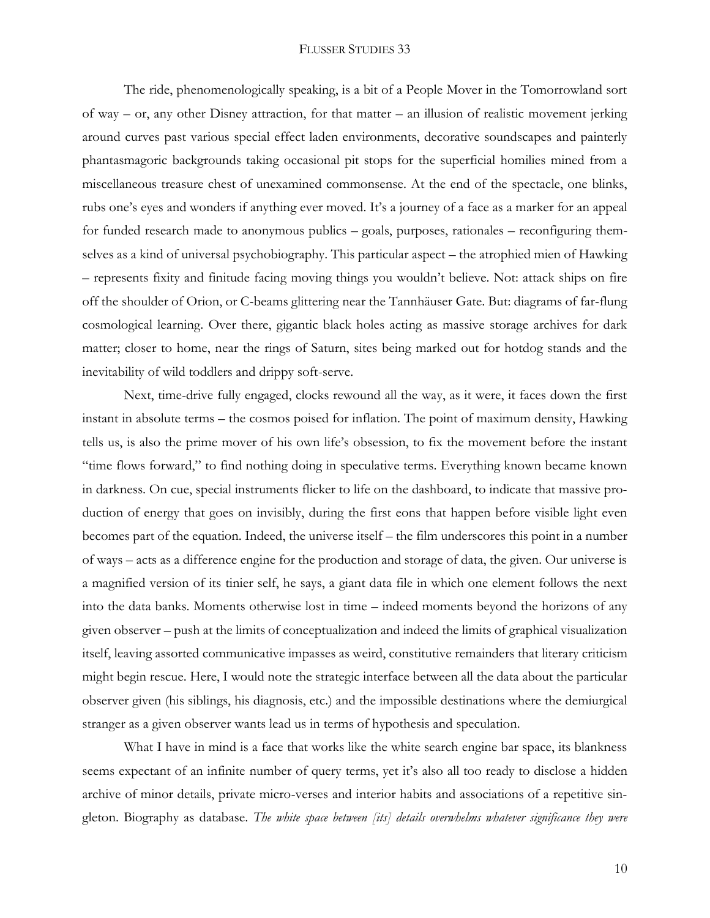The ride, phenomenologically speaking, is a bit of a People Mover in the Tomorrowland sort of way – or, any other Disney attraction, for that matter – an illusion of realistic movement jerking around curves past various special effect laden environments, decorative soundscapes and painterly phantasmagoric backgrounds taking occasional pit stops for the superficial homilies mined from a miscellaneous treasure chest of unexamined commonsense. At the end of the spectacle, one blinks, rubs one's eyes and wonders if anything ever moved. It's a journey of a face as a marker for an appeal for funded research made to anonymous publics – goals, purposes, rationales – reconfiguring themselves as a kind of universal psychobiography. This particular aspect – the atrophied mien of Hawking – represents fixity and finitude facing moving things you wouldn't believe. Not: attack ships on fire off the shoulder of Orion, or C-beams glittering near the Tannhäuser Gate. But: diagrams of far-flung cosmological learning. Over there, gigantic black holes acting as massive storage archives for dark matter; closer to home, near the rings of Saturn, sites being marked out for hotdog stands and the inevitability of wild toddlers and drippy soft-serve.

Next, time-drive fully engaged, clocks rewound all the way, as it were, it faces down the first instant in absolute terms – the cosmos poised for inflation. The point of maximum density, Hawking tells us, is also the prime mover of his own life's obsession, to fix the movement before the instant "time flows forward," to find nothing doing in speculative terms. Everything known became known in darkness. On cue, special instruments flicker to life on the dashboard, to indicate that massive production of energy that goes on invisibly, during the first eons that happen before visible light even becomes part of the equation. Indeed, the universe itself – the film underscores this point in a number of ways – acts as a difference engine for the production and storage of data, the given. Our universe is a magnified version of its tinier self, he says, a giant data file in which one element follows the next into the data banks. Moments otherwise lost in time – indeed moments beyond the horizons of any given observer – push at the limits of conceptualization and indeed the limits of graphical visualization itself, leaving assorted communicative impasses as weird, constitutive remainders that literary criticism might begin rescue. Here, I would note the strategic interface between all the data about the particular observer given (his siblings, his diagnosis, etc.) and the impossible destinations where the demiurgical stranger as a given observer wants lead us in terms of hypothesis and speculation.

What I have in mind is a face that works like the white search engine bar space, its blankness seems expectant of an infinite number of query terms, yet it's also all too ready to disclose a hidden archive of minor details, private micro-verses and interior habits and associations of a repetitive singleton. Biography as database. *The white space between [its] details overwhelms whatever significance they were*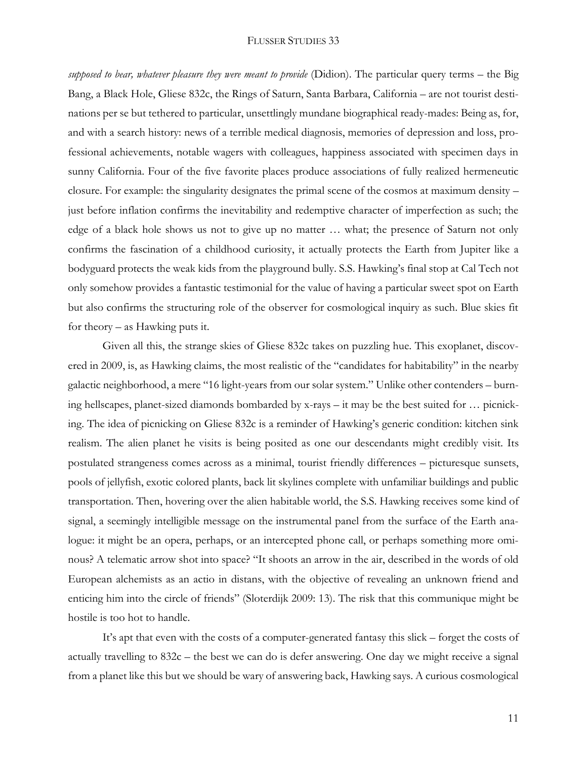*supposed to bear, whatever pleasure they were meant to provide* (Didion). The particular query terms – the Big Bang, a Black Hole, Gliese 832c, the Rings of Saturn, Santa Barbara, California – are not tourist destinations per se but tethered to particular, unsettlingly mundane biographical ready-mades: Being as, for, and with a search history: news of a terrible medical diagnosis, memories of depression and loss, professional achievements, notable wagers with colleagues, happiness associated with specimen days in sunny California. Four of the five favorite places produce associations of fully realized hermeneutic closure. For example: the singularity designates the primal scene of the cosmos at maximum density – just before inflation confirms the inevitability and redemptive character of imperfection as such; the edge of a black hole shows us not to give up no matter … what; the presence of Saturn not only confirms the fascination of a childhood curiosity, it actually protects the Earth from Jupiter like a bodyguard protects the weak kids from the playground bully. S.S. Hawking's final stop at Cal Tech not only somehow provides a fantastic testimonial for the value of having a particular sweet spot on Earth but also confirms the structuring role of the observer for cosmological inquiry as such. Blue skies fit for theory – as Hawking puts it.

Given all this, the strange skies of Gliese 832c takes on puzzling hue. This exoplanet, discovered in 2009, is, as Hawking claims, the most realistic of the "candidates for habitability" in the nearby galactic neighborhood, a mere "16 light-years from our solar system." Unlike other contenders – burning hellscapes, planet-sized diamonds bombarded by x-rays – it may be the best suited for … picnicking. The idea of picnicking on Gliese 832c is a reminder of Hawking's generic condition: kitchen sink realism. The alien planet he visits is being posited as one our descendants might credibly visit. Its postulated strangeness comes across as a minimal, tourist friendly differences – picturesque sunsets, pools of jellyfish, exotic colored plants, back lit skylines complete with unfamiliar buildings and public transportation. Then, hovering over the alien habitable world, the S.S. Hawking receives some kind of signal, a seemingly intelligible message on the instrumental panel from the surface of the Earth analogue: it might be an opera, perhaps, or an intercepted phone call, or perhaps something more ominous? A telematic arrow shot into space? "It shoots an arrow in the air, described in the words of old European alchemists as an actio in distans, with the objective of revealing an unknown friend and enticing him into the circle of friends" (Sloterdijk 2009: 13). The risk that this communique might be hostile is too hot to handle.

It's apt that even with the costs of a computer-generated fantasy this slick – forget the costs of actually travelling to 832c – the best we can do is defer answering. One day we might receive a signal from a planet like this but we should be wary of answering back, Hawking says. A curious cosmological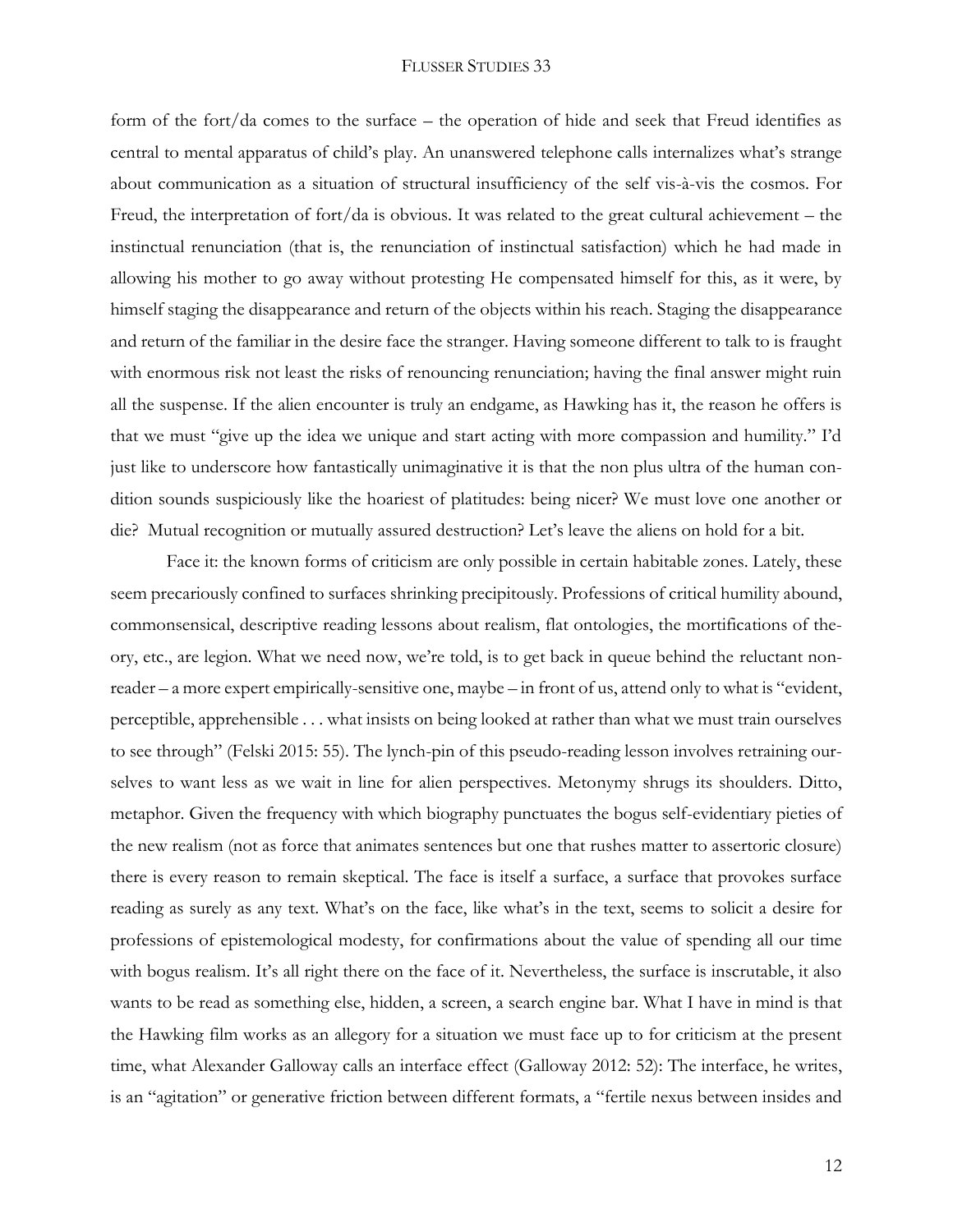form of the fort/da comes to the surface – the operation of hide and seek that Freud identifies as central to mental apparatus of child's play. An unanswered telephone calls internalizes what's strange about communication as a situation of structural insufficiency of the self vis-à-vis the cosmos. For Freud, the interpretation of fort/da is obvious. It was related to the great cultural achievement – the instinctual renunciation (that is, the renunciation of instinctual satisfaction) which he had made in allowing his mother to go away without protesting He compensated himself for this, as it were, by himself staging the disappearance and return of the objects within his reach. Staging the disappearance and return of the familiar in the desire face the stranger. Having someone different to talk to is fraught with enormous risk not least the risks of renouncing renunciation; having the final answer might ruin all the suspense. If the alien encounter is truly an endgame, as Hawking has it, the reason he offers is that we must "give up the idea we unique and start acting with more compassion and humility." I'd just like to underscore how fantastically unimaginative it is that the non plus ultra of the human condition sounds suspiciously like the hoariest of platitudes: being nicer? We must love one another or die? Mutual recognition or mutually assured destruction? Let's leave the aliens on hold for a bit.

Face it: the known forms of criticism are only possible in certain habitable zones. Lately, these seem precariously confined to surfaces shrinking precipitously. Professions of critical humility abound, commonsensical, descriptive reading lessons about realism, flat ontologies, the mortifications of theory, etc., are legion. What we need now, we're told, is to get back in queue behind the reluctant non-reader – a more expert empirically-sensitive one, maybe – in front of us, attend only to what is "evident, perceptible, apprehensible . . . what insists on being looked at rather than what we must train ourselves to see through" (Felski 2015: 55). The lynch-pin of this pseudo-reading lesson involves retraining ourselves to want less as we wait in line for alien perspectives. Metonymy shrugs its shoulders. Ditto, metaphor. Given the frequency with which biography punctuates the bogus self-evidentiary pieties of the new realism (not as force that animates sentences but one that rushes matter to assertoric closure) there is every reason to remain skeptical. The face is itself a surface, a surface that provokes surface reading as surely as any text. What's on the face, like what's in the text, seems to solicit a desire for professions of epistemological modesty, for confirmations about the value of spending all our time with bogus realism. It's all right there on the face of it. Nevertheless, the surface is inscrutable, it also wants to be read as something else, hidden, a screen, a search engine bar. What I have in mind is that the Hawking film works as an allegory for a situation we must face up to for criticism at the present time, what Alexander Galloway calls an interface effect (Galloway 2012: 52): The interface, he writes, is an "agitation" or generative friction between different formats, a "fertile nexus between insides and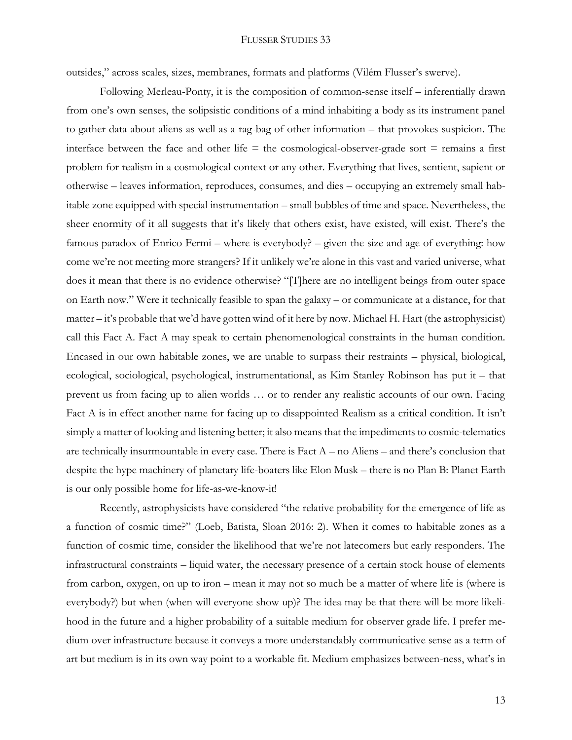outsides," across scales, sizes, membranes, formats and platforms (Vilém Flusser's swerve).

Following Merleau-Ponty, it is the composition of common-sense itself – inferentially drawn from one's own senses, the solipsistic conditions of a mind inhabiting a body as its instrument panel to gather data about aliens as well as a rag-bag of other information – that provokes suspicion. The interface between the face and other life = the cosmological-observer-grade sort = remains a first problem for realism in a cosmological context or any other. Everything that lives, sentient, sapient or otherwise – leaves information, reproduces, consumes, and dies – occupying an extremely small habitable zone equipped with special instrumentation – small bubbles of time and space. Nevertheless, the sheer enormity of it all suggests that it's likely that others exist, have existed, will exist. There's the famous paradox of Enrico Fermi – where is everybody? – given the size and age of everything: how come we're not meeting more strangers? If it unlikely we're alone in this vast and varied universe, what does it mean that there is no evidence otherwise? "[T]here are no intelligent beings from outer space on Earth now." Were it technically feasible to span the galaxy – or communicate at a distance, for that matter – it's probable that we'd have gotten wind of it here by now. Michael H. Hart (the astrophysicist) call this Fact A. Fact A may speak to certain phenomenological constraints in the human condition. Encased in our own habitable zones, we are unable to surpass their restraints – physical, biological, ecological, sociological, psychological, instrumentational, as Kim Stanley Robinson has put it – that prevent us from facing up to alien worlds … or to render any realistic accounts of our own. Facing Fact A is in effect another name for facing up to disappointed Realism as a critical condition. It isn't simply a matter of looking and listening better; it also means that the impediments to cosmic-telematics are technically insurmountable in every case. There is Fact A – no Aliens – and there's conclusion that despite the hype machinery of planetary life-boaters like Elon Musk – there is no Plan B: Planet Earth is our only possible home for life-as-we-know-it!

Recently, astrophysicists have considered "the relative probability for the emergence of life as a function of cosmic time?" (Loeb, Batista, Sloan 2016: 2). When it comes to habitable zones as a function of cosmic time, consider the likelihood that we're not latecomers but early responders. The infrastructural constraints – liquid water, the necessary presence of a certain stock house of elements from carbon, oxygen, on up to iron – mean it may not so much be a matter of where life is (where is everybody?) but when (when will everyone show up)? The idea may be that there will be more likelihood in the future and a higher probability of a suitable medium for observer grade life. I prefer medium over infrastructure because it conveys a more understandably communicative sense as a term of art but medium is in its own way point to a workable fit. Medium emphasizes between-ness, what's in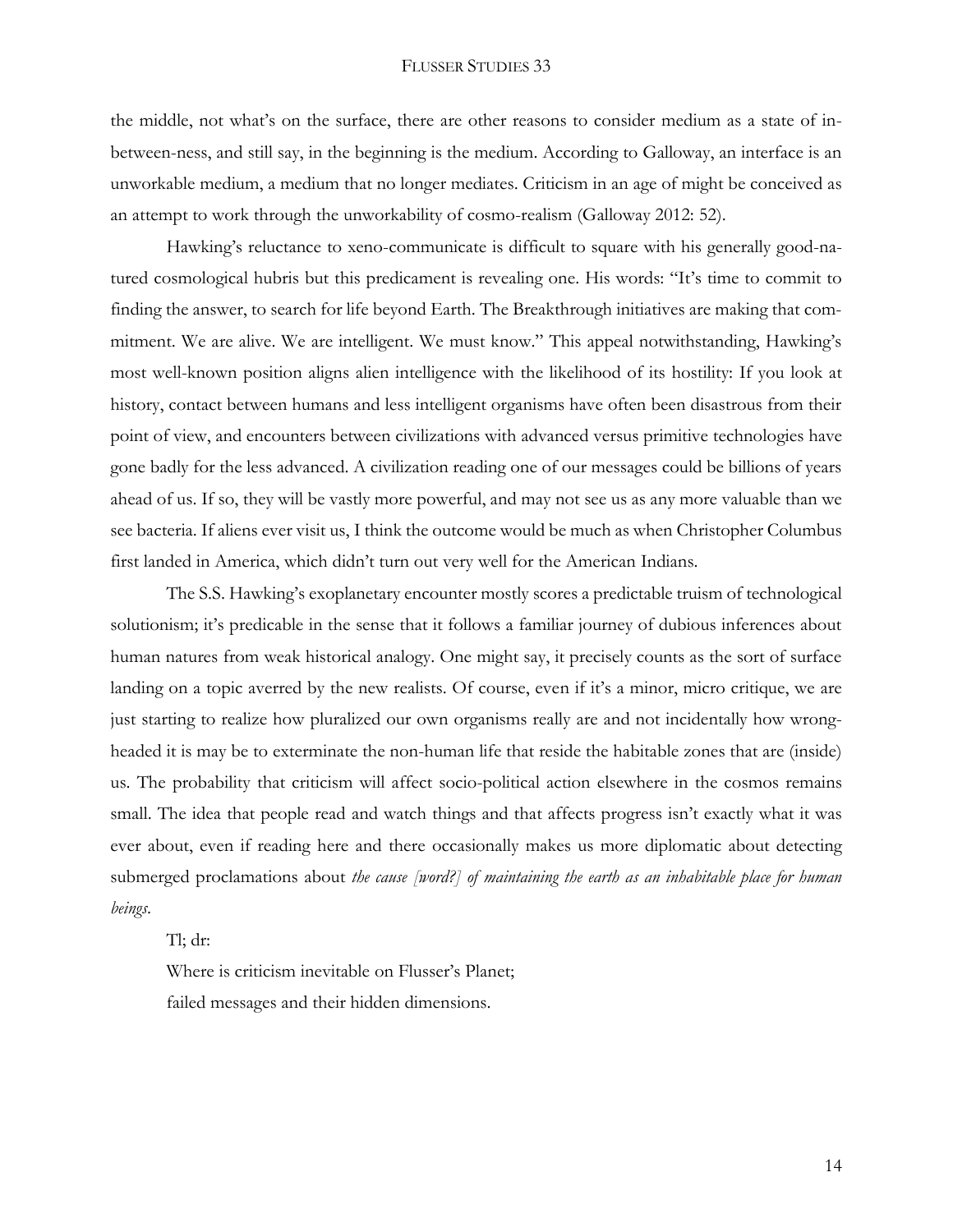the middle, not what's on the surface, there are other reasons to consider medium as a state of in-between-ness, and still say, in the beginning is the medium. According to Galloway, an interface is an unworkable medium, a medium that no longer mediates. Criticism in an age of might be conceived as an attempt to work through the unworkability of cosmo-realism (Galloway 2012: 52).

Hawking's reluctance to xeno-communicate is difficult to square with his generally good-natured cosmological hubris but this predicament is revealing one. His words: "It's time to commit to finding the answer, to search for life beyond Earth. The Breakthrough initiatives are making that commitment. We are alive. We are intelligent. We must know." This appeal notwithstanding, Hawking's most well-known position aligns alien intelligence with the likelihood of its hostility: If you look at history, contact between humans and less intelligent organisms have often been disastrous from their point of view, and encounters between civilizations with advanced versus primitive technologies have gone badly for the less advanced. A civilization reading one of our messages could be billions of years ahead of us. If so, they will be vastly more powerful, and may not see us as any more valuable than we see bacteria. If aliens ever visit us, I think the outcome would be much as when Christopher Columbus first landed in America, which didn't turn out very well for the American Indians.

The S.S. Hawking's exoplanetary encounter mostly scores a predictable truism of technological solutionism; it's predicable in the sense that it follows a familiar journey of dubious inferences about human natures from weak historical analogy. One might say, it precisely counts as the sort of surface landing on a topic averred by the new realists. Of course, even if it's a minor, micro critique, we are just starting to realize how pluralized our own organisms really are and not incidentally how wrong-headed it is may be to exterminate the non-human life that reside the habitable zones that are (inside) us. The probability that criticism will affect socio-political action elsewhere in the cosmos remains small. The idea that people read and watch things and that affects progress isn't exactly what it was ever about, even if reading here and there occasionally makes us more diplomatic about detecting submerged proclamations about *the cause [word?] of maintaining the earth as an inhabitable place for human beings*.

Tl; dr:

Where is criticism inevitable on Flusser's Planet;
failed messages and their hidden dimensions.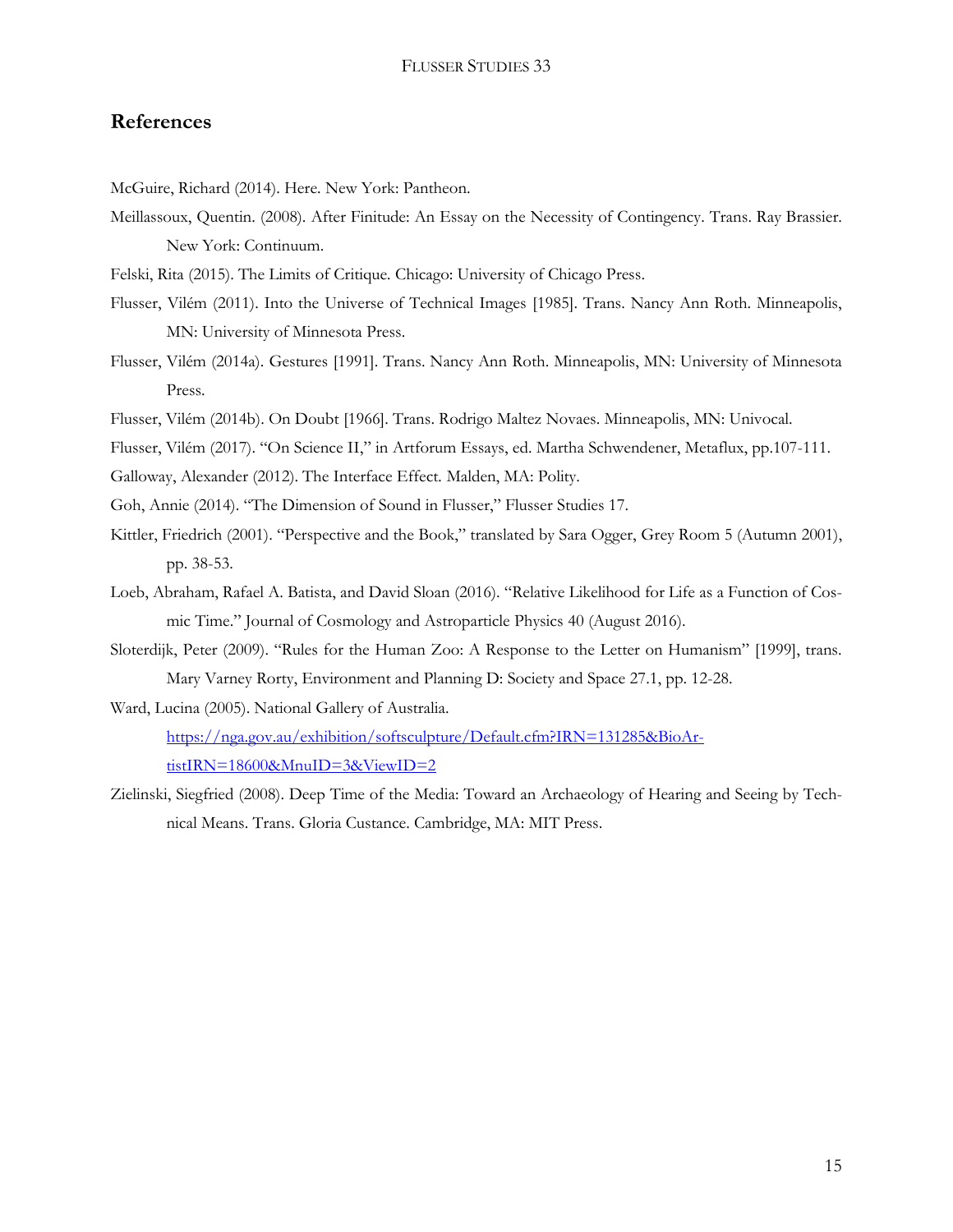## References

McGuire, Richard (2014). Here. New York: Pantheon.

Meillassoux, Quentin. (2008). After Finitude: An Essay on the Necessity of Contingency. Trans. Ray Brassier. New York: Continuum.

Felski, Rita (2015). The Limits of Critique. Chicago: University of Chicago Press.

Flusser, Vilém (2011). Into the Universe of Technical Images [1985]. Trans. Nancy Ann Roth. Minneapolis, MN: University of Minnesota Press.

Flusser, Vilém (2014a). Gestures [1991]. Trans. Nancy Ann Roth. Minneapolis, MN: University of Minnesota Press.

Flusser, Vilém (2014b). On Doubt [1966]. Trans. Rodrigo Maltez Novaes. Minneapolis, MN: Univocal.

Flusser, Vilém (2017). "On Science II," in Artforum Essays, ed. Martha Schwendener, Metaflux, pp.107-111.

Galloway, Alexander (2012). The Interface Effect. Malden, MA: Polity.

Goh, Annie (2014). "The Dimension of Sound in Flusser," Flusser Studies 17.

Kittler, Friedrich (2001). "Perspective and the Book," translated by Sara Ogger, Grey Room 5 (Autumn 2001), pp. 38-53.

Loeb, Abraham, Rafael A. Batista, and David Sloan (2016). "Relative Likelihood for Life as a Function of Cosmic Time." Journal of Cosmology and Astroparticle Physics 40 (August 2016).

Sloterdijk, Peter (2009). "Rules for the Human Zoo: A Response to the Letter on Humanism" [1999], trans. Mary Varney Rorty, Environment and Planning D: Society and Space 27.1, pp. 12-28.

Ward, Lucina (2005). National Gallery of Australia. https://nga.gov.au/exhibition/softsculpture/Default.cfm?IRN=131285&BioArtistIRN=18600&MnuID=3&ViewID=2

Zielinski, Siegfried (2008). Deep Time of the Media: Toward an Archaeology of Hearing and Seeing by Technical Means. Trans. Gloria Custance. Cambridge, MA: MIT Press.